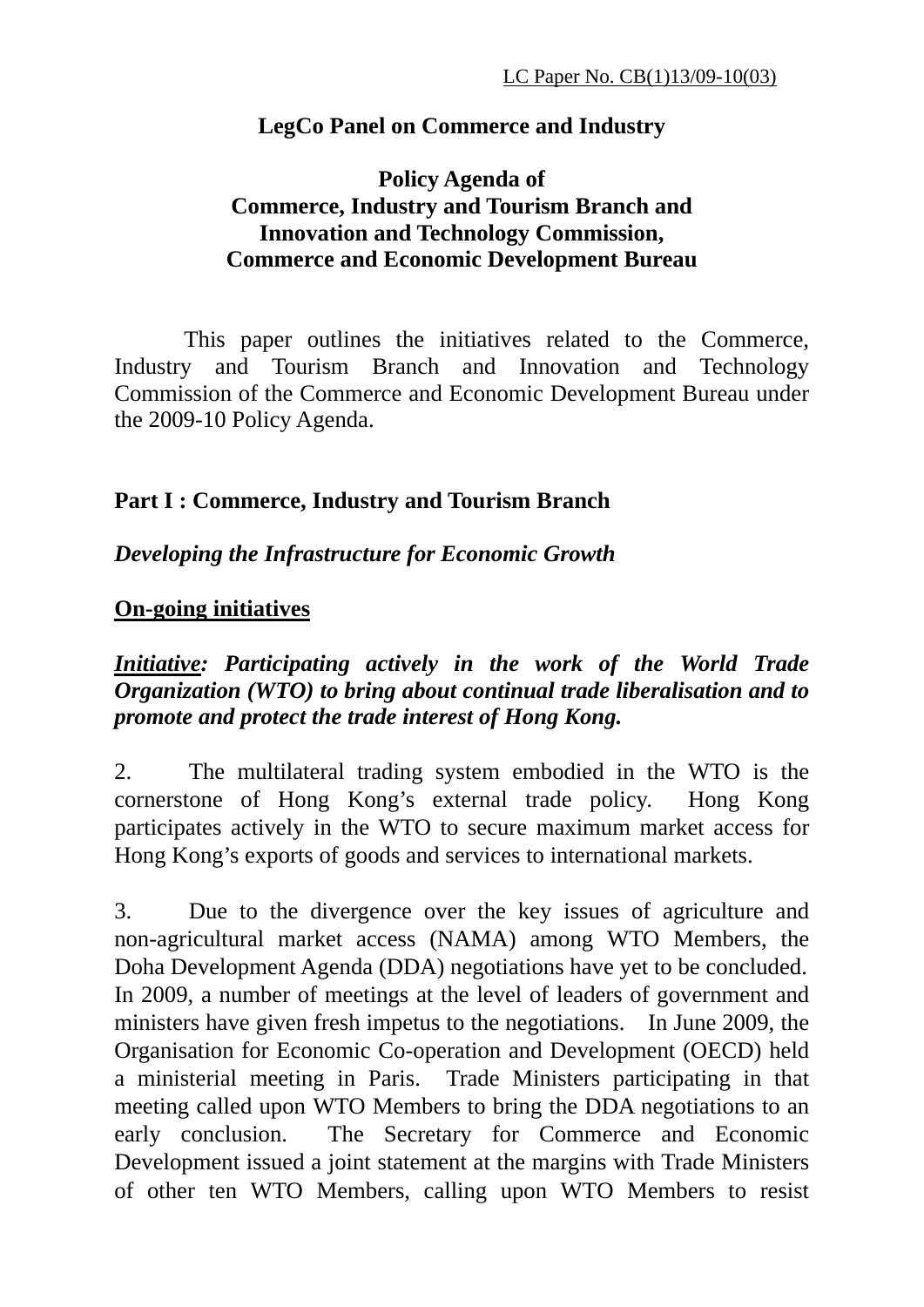LC Paper No. CB(1)13/09-10(03)

**LegCo Panel on Commerce and Industry**

**Policy Agenda of**
**Commerce, Industry and Tourism Branch and**
**Innovation and Technology Commission,**
**Commerce and Economic Development Bureau**

This paper outlines the initiatives related to the Commerce, Industry and Tourism Branch and Innovation and Technology Commission of the Commerce and Economic Development Bureau under the 2009-10 Policy Agenda.

## Part I : Commerce, Industry and Tourism Branch

### *Developing the Infrastructure for Economic Growth*

**<u>On-going initiatives</u>**

***<u>Initiative</u>: Participating actively in the work of the World Trade Organization (WTO) to bring about continual trade liberalisation and to promote and protect the trade interest of Hong Kong.***

2. The multilateral trading system embodied in the WTO is the cornerstone of Hong Kong's external trade policy. Hong Kong participates actively in the WTO to secure maximum market access for Hong Kong's exports of goods and services to international markets.

3. Due to the divergence over the key issues of agriculture and non-agricultural market access (NAMA) among WTO Members, the Doha Development Agenda (DDA) negotiations have yet to be concluded. In 2009, a number of meetings at the level of leaders of government and ministers have given fresh impetus to the negotiations. In June 2009, the Organisation for Economic Co-operation and Development (OECD) held a ministerial meeting in Paris. Trade Ministers participating in that meeting called upon WTO Members to bring the DDA negotiations to an early conclusion. The Secretary for Commerce and Economic Development issued a joint statement at the margins with Trade Ministers of other ten WTO Members, calling upon WTO Members to resist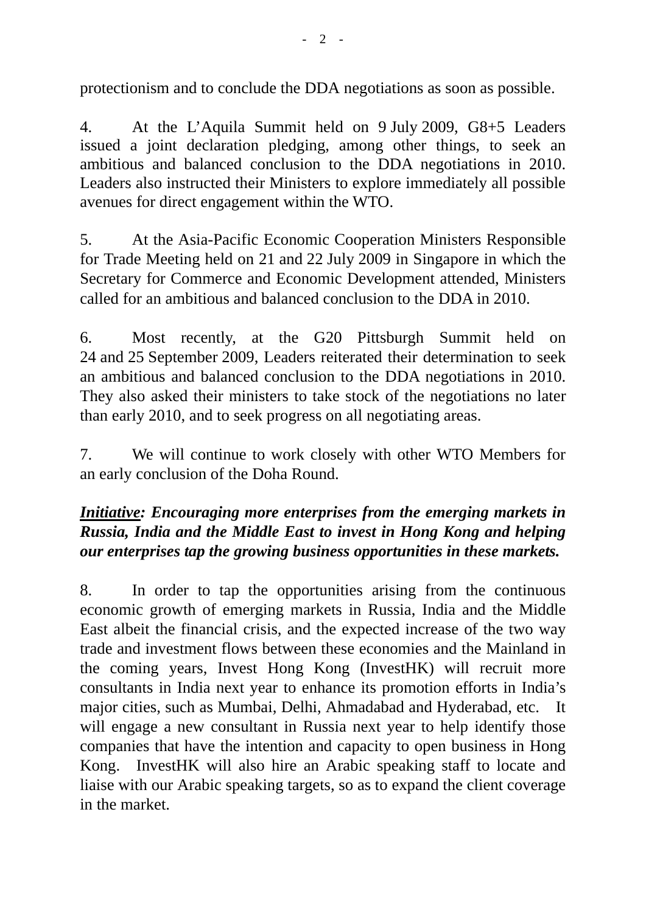protectionism and to conclude the DDA negotiations as soon as possible.

4. At the L'Aquila Summit held on 9 July 2009, G8+5 Leaders issued a joint declaration pledging, among other things, to seek an ambitious and balanced conclusion to the DDA negotiations in 2010. Leaders also instructed their Ministers to explore immediately all possible avenues for direct engagement within the WTO.

5. At the Asia-Pacific Economic Cooperation Ministers Responsible for Trade Meeting held on 21 and 22 July 2009 in Singapore in which the Secretary for Commerce and Economic Development attended, Ministers called for an ambitious and balanced conclusion to the DDA in 2010.

6. Most recently, at the G20 Pittsburgh Summit held on 24 and 25 September 2009, Leaders reiterated their determination to seek an ambitious and balanced conclusion to the DDA negotiations in 2010. They also asked their ministers to take stock of the negotiations no later than early 2010, and to seek progress on all negotiating areas.

7. We will continue to work closely with other WTO Members for an early conclusion of the Doha Round.

***Initiative*: Encouraging more enterprises from the emerging markets in Russia, India and the Middle East to invest in Hong Kong and helping our enterprises tap the growing business opportunities in these markets.**

8. In order to tap the opportunities arising from the continuous economic growth of emerging markets in Russia, India and the Middle East albeit the financial crisis, and the expected increase of the two way trade and investment flows between these economies and the Mainland in the coming years, Invest Hong Kong (InvestHK) will recruit more consultants in India next year to enhance its promotion efforts in India's major cities, such as Mumbai, Delhi, Ahmadabad and Hyderabad, etc. It will engage a new consultant in Russia next year to help identify those companies that have the intention and capacity to open business in Hong Kong. InvestHK will also hire an Arabic speaking staff to locate and liaise with our Arabic speaking targets, so as to expand the client coverage in the market.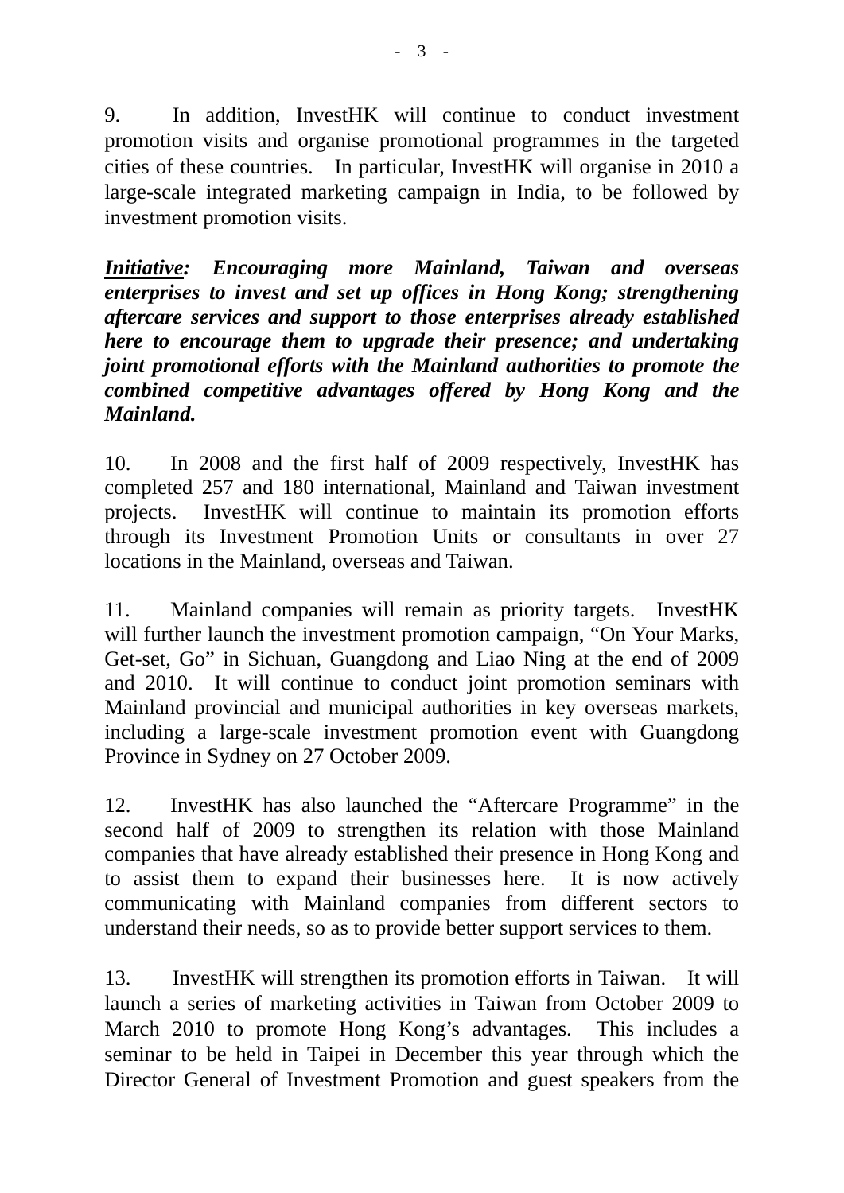9. In addition, InvestHK will continue to conduct investment promotion visits and organise promotional programmes in the targeted cities of these countries. In particular, InvestHK will organise in 2010 a large-scale integrated marketing campaign in India, to be followed by investment promotion visits.

***Initiative*: Encouraging more Mainland, Taiwan and overseas enterprises to invest and set up offices in Hong Kong; strengthening aftercare services and support to those enterprises already established here to encourage them to upgrade their presence; and undertaking joint promotional efforts with the Mainland authorities to promote the combined competitive advantages offered by Hong Kong and the Mainland.**

10. In 2008 and the first half of 2009 respectively, InvestHK has completed 257 and 180 international, Mainland and Taiwan investment projects. InvestHK will continue to maintain its promotion efforts through its Investment Promotion Units or consultants in over 27 locations in the Mainland, overseas and Taiwan.

11. Mainland companies will remain as priority targets. InvestHK will further launch the investment promotion campaign, "On Your Marks, Get-set, Go" in Sichuan, Guangdong and Liao Ning at the end of 2009 and 2010. It will continue to conduct joint promotion seminars with Mainland provincial and municipal authorities in key overseas markets, including a large-scale investment promotion event with Guangdong Province in Sydney on 27 October 2009.

12. InvestHK has also launched the "Aftercare Programme" in the second half of 2009 to strengthen its relation with those Mainland companies that have already established their presence in Hong Kong and to assist them to expand their businesses here. It is now actively communicating with Mainland companies from different sectors to understand their needs, so as to provide better support services to them.

13. InvestHK will strengthen its promotion efforts in Taiwan. It will launch a series of marketing activities in Taiwan from October 2009 to March 2010 to promote Hong Kong's advantages. This includes a seminar to be held in Taipei in December this year through which the Director General of Investment Promotion and guest speakers from the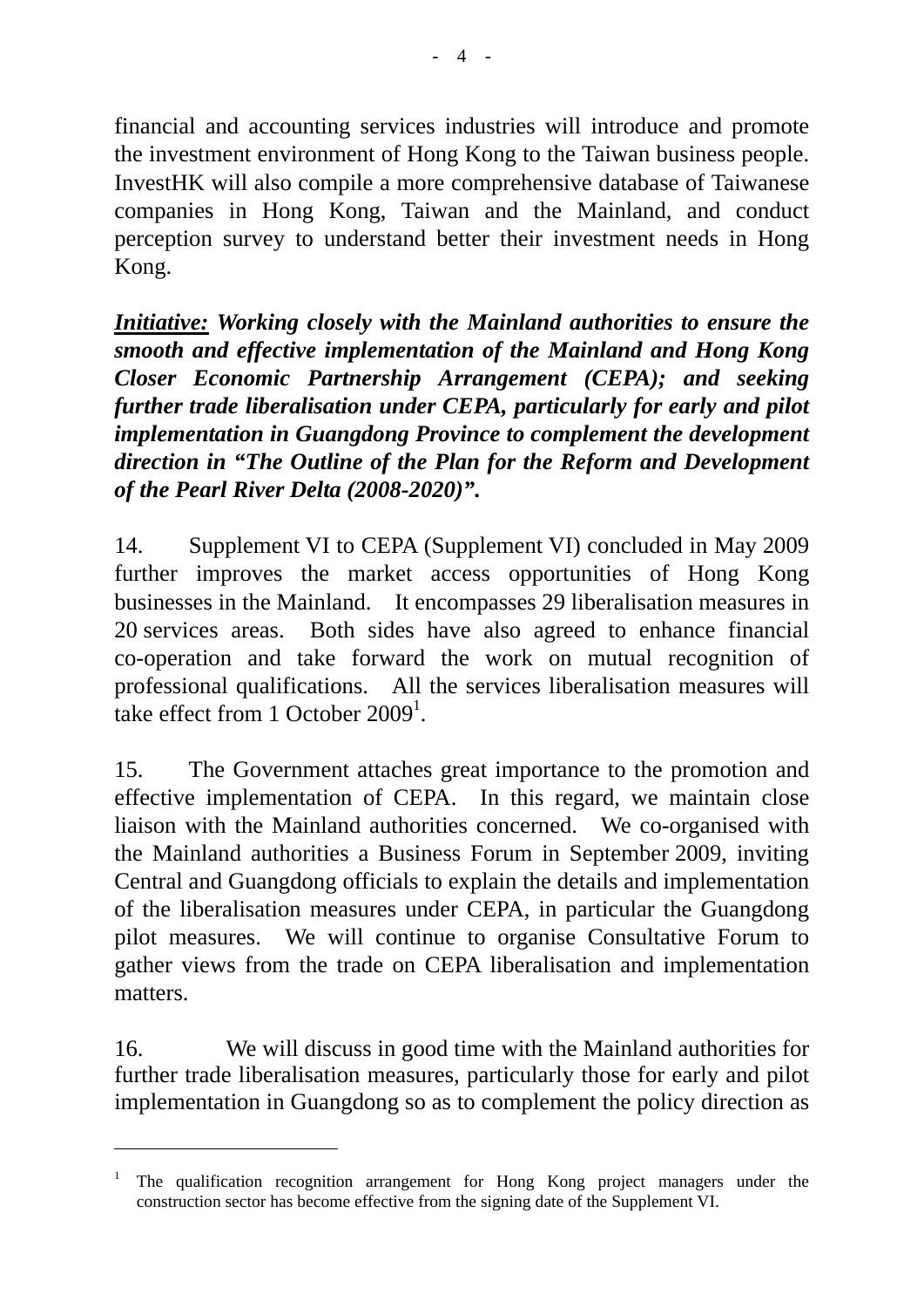financial and accounting services industries will introduce and promote the investment environment of Hong Kong to the Taiwan business people. InvestHK will also compile a more comprehensive database of Taiwanese companies in Hong Kong, Taiwan and the Mainland, and conduct perception survey to understand better their investment needs in Hong Kong.

***Initiative:*** ***Working closely with the Mainland authorities to ensure the smooth and effective implementation of the Mainland and Hong Kong Closer Economic Partnership Arrangement (CEPA); and seeking further trade liberalisation under CEPA, particularly for early and pilot implementation in Guangdong Province to complement the development direction in "The Outline of the Plan for the Reform and Development of the Pearl River Delta (2008-2020)".***

14. Supplement VI to CEPA (Supplement VI) concluded in May 2009 further improves the market access opportunities of Hong Kong businesses in the Mainland. It encompasses 29 liberalisation measures in 20 services areas. Both sides have also agreed to enhance financial co-operation and take forward the work on mutual recognition of professional qualifications. All the services liberalisation measures will take effect from 1 October 2009[1].

15. The Government attaches great importance to the promotion and effective implementation of CEPA. In this regard, we maintain close liaison with the Mainland authorities concerned. We co-organised with the Mainland authorities a Business Forum in September 2009, inviting Central and Guangdong officials to explain the details and implementation of the liberalisation measures under CEPA, in particular the Guangdong pilot measures. We will continue to organise Consultative Forum to gather views from the trade on CEPA liberalisation and implementation matters.

16. We will discuss in good time with the Mainland authorities for further trade liberalisation measures, particularly those for early and pilot implementation in Guangdong so as to complement the policy direction as

---

[1] The qualification recognition arrangement for Hong Kong project managers under the construction sector has become effective from the signing date of the Supplement VI.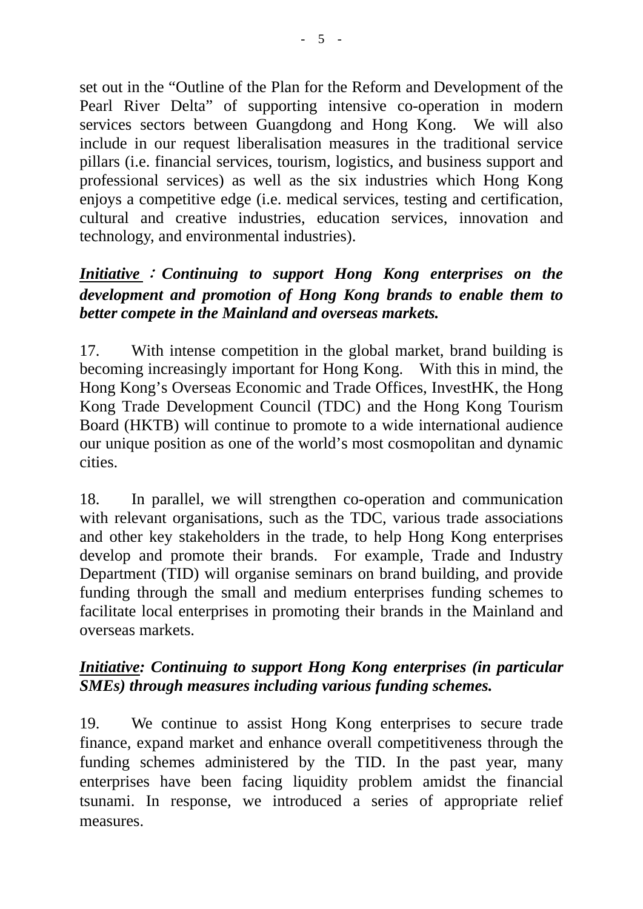set out in the “Outline of the Plan for the Reform and Development of the Pearl River Delta” of supporting intensive co-operation in modern services sectors between Guangdong and Hong Kong. We will also include in our request liberalisation measures in the traditional service pillars (i.e. financial services, tourism, logistics, and business support and professional services) as well as the six industries which Hong Kong enjoys a competitive edge (i.e. medical services, testing and certification, cultural and creative industries, education services, innovation and technology, and environmental industries).

***Initiative*：Continuing to support Hong Kong enterprises on the development and promotion of Hong Kong brands to enable them to better compete in the Mainland and overseas markets.**

17. With intense competition in the global market, brand building is becoming increasingly important for Hong Kong. With this in mind, the Hong Kong’s Overseas Economic and Trade Offices, InvestHK, the Hong Kong Trade Development Council (TDC) and the Hong Kong Tourism Board (HKTB) will continue to promote to a wide international audience our unique position as one of the world’s most cosmopolitan and dynamic cities.

18. In parallel, we will strengthen co-operation and communication with relevant organisations, such as the TDC, various trade associations and other key stakeholders in the trade, to help Hong Kong enterprises develop and promote their brands. For example, Trade and Industry Department (TID) will organise seminars on brand building, and provide funding through the small and medium enterprises funding schemes to facilitate local enterprises in promoting their brands in the Mainland and overseas markets.

***Initiative*: Continuing to support Hong Kong enterprises (in particular SMEs) through measures including various funding schemes.**

19. We continue to assist Hong Kong enterprises to secure trade finance, expand market and enhance overall competitiveness through the funding schemes administered by the TID. In the past year, many enterprises have been facing liquidity problem amidst the financial tsunami. In response, we introduced a series of appropriate relief measures.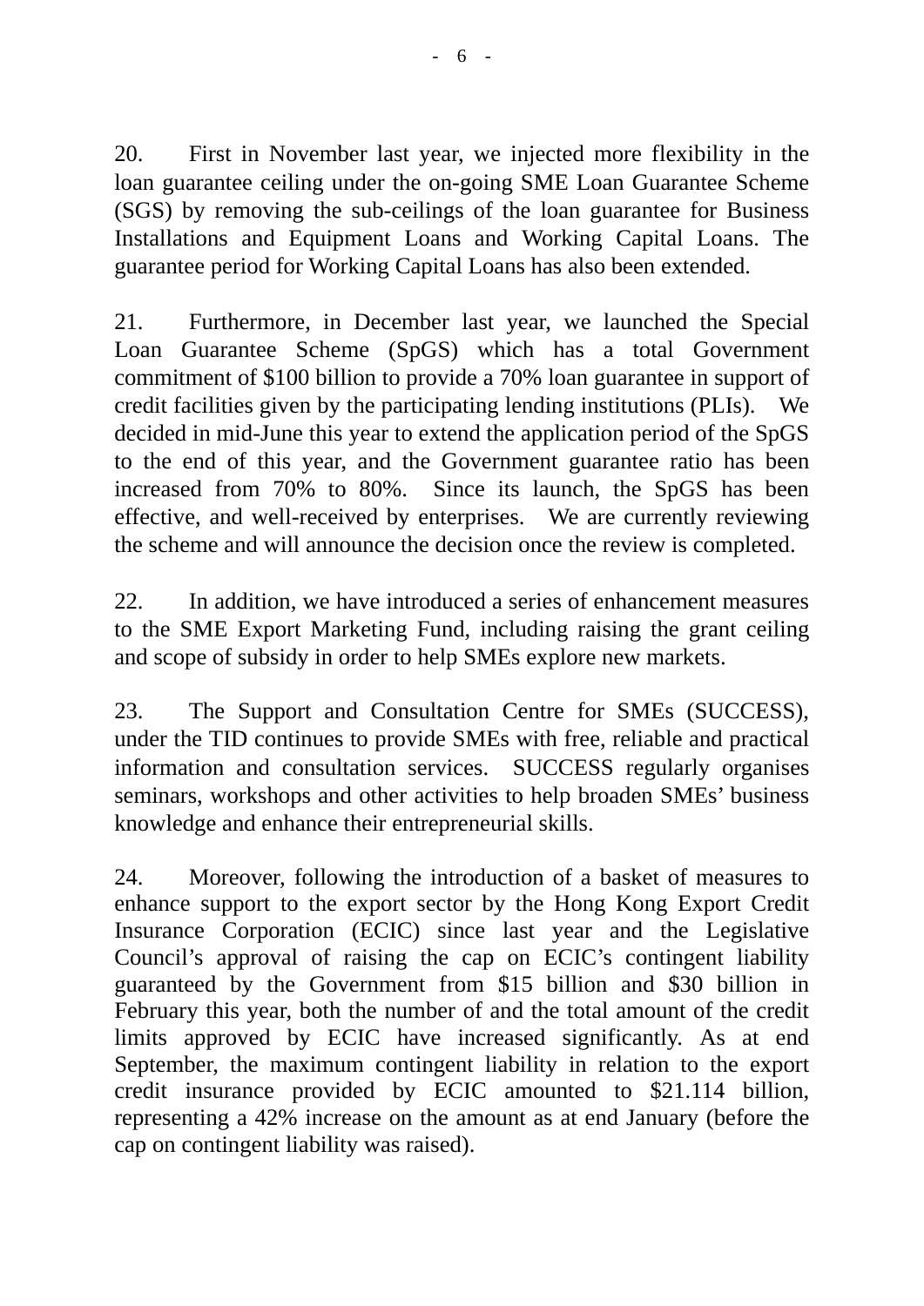20. First in November last year, we injected more flexibility in the loan guarantee ceiling under the on-going SME Loan Guarantee Scheme (SGS) by removing the sub-ceilings of the loan guarantee for Business Installations and Equipment Loans and Working Capital Loans. The guarantee period for Working Capital Loans has also been extended.

21. Furthermore, in December last year, we launched the Special Loan Guarantee Scheme (SpGS) which has a total Government commitment of $100 billion to provide a 70% loan guarantee in support of credit facilities given by the participating lending institutions (PLIs). We decided in mid-June this year to extend the application period of the SpGS to the end of this year, and the Government guarantee ratio has been increased from 70% to 80%. Since its launch, the SpGS has been effective, and well-received by enterprises. We are currently reviewing the scheme and will announce the decision once the review is completed.

22. In addition, we have introduced a series of enhancement measures to the SME Export Marketing Fund, including raising the grant ceiling and scope of subsidy in order to help SMEs explore new markets.

23. The Support and Consultation Centre for SMEs (SUCCESS), under the TID continues to provide SMEs with free, reliable and practical information and consultation services. SUCCESS regularly organises seminars, workshops and other activities to help broaden SMEs' business knowledge and enhance their entrepreneurial skills.

24. Moreover, following the introduction of a basket of measures to enhance support to the export sector by the Hong Kong Export Credit Insurance Corporation (ECIC) since last year and the Legislative Council's approval of raising the cap on ECIC's contingent liability guaranteed by the Government from $15 billion and $30 billion in February this year, both the number of and the total amount of the credit limits approved by ECIC have increased significantly. As at end September, the maximum contingent liability in relation to the export credit insurance provided by ECIC amounted to $21.114 billion, representing a 42% increase on the amount as at end January (before the cap on contingent liability was raised).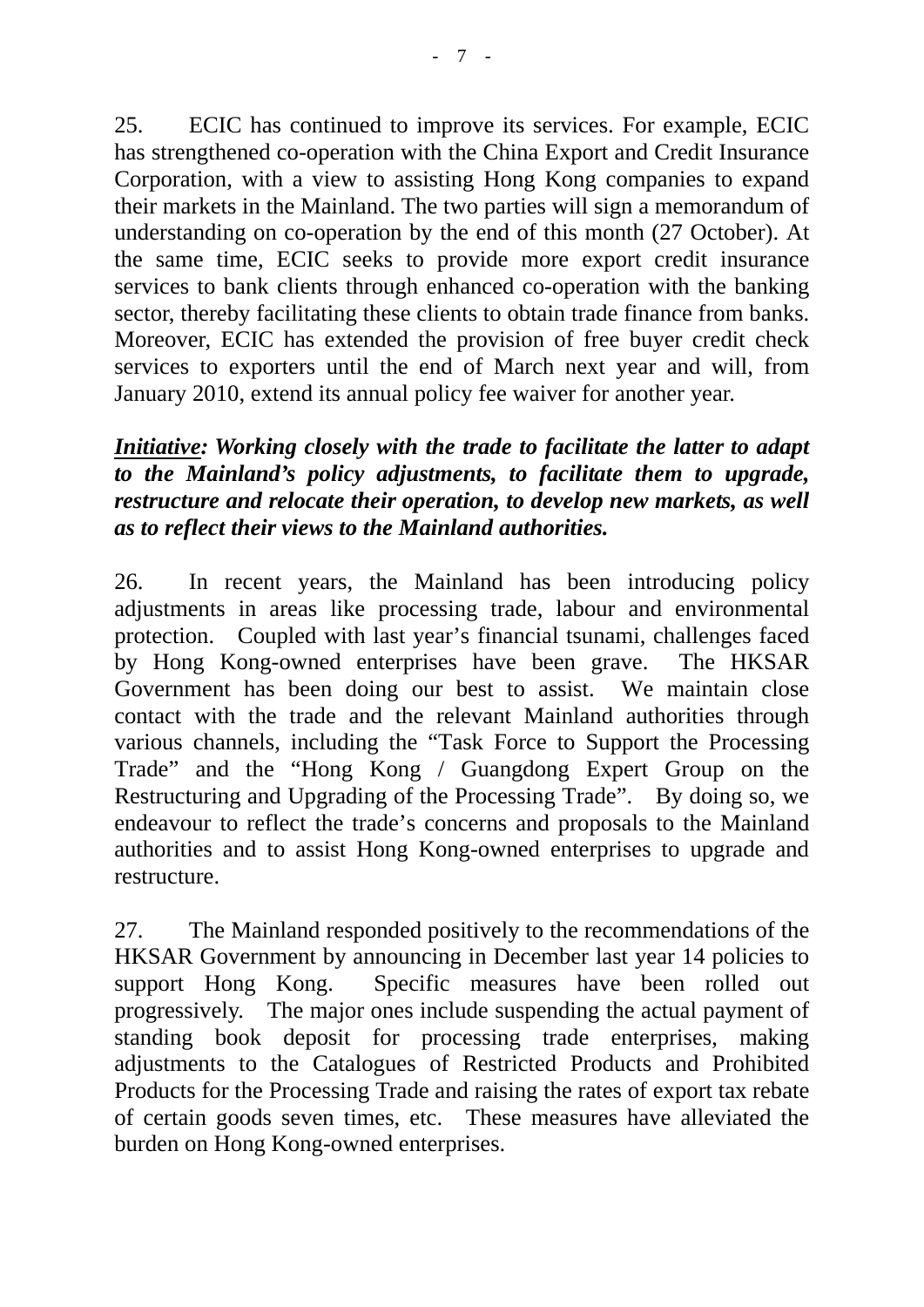25. ECIC has continued to improve its services. For example, ECIC has strengthened co-operation with the China Export and Credit Insurance Corporation, with a view to assisting Hong Kong companies to expand their markets in the Mainland. The two parties will sign a memorandum of understanding on co-operation by the end of this month (27 October). At the same time, ECIC seeks to provide more export credit insurance services to bank clients through enhanced co-operation with the banking sector, thereby facilitating these clients to obtain trade finance from banks. Moreover, ECIC has extended the provision of free buyer credit check services to exporters until the end of March next year and will, from January 2010, extend its annual policy fee waiver for another year.

***Initiative*: Working closely with the trade to facilitate the latter to adapt to the Mainland's policy adjustments, to facilitate them to upgrade, restructure and relocate their operation, to develop new markets, as well as to reflect their views to the Mainland authorities.**

26. In recent years, the Mainland has been introducing policy adjustments in areas like processing trade, labour and environmental protection. Coupled with last year's financial tsunami, challenges faced by Hong Kong-owned enterprises have been grave. The HKSAR Government has been doing our best to assist. We maintain close contact with the trade and the relevant Mainland authorities through various channels, including the "Task Force to Support the Processing Trade" and the "Hong Kong / Guangdong Expert Group on the Restructuring and Upgrading of the Processing Trade". By doing so, we endeavour to reflect the trade's concerns and proposals to the Mainland authorities and to assist Hong Kong-owned enterprises to upgrade and restructure.

27. The Mainland responded positively to the recommendations of the HKSAR Government by announcing in December last year 14 policies to support Hong Kong. Specific measures have been rolled out progressively. The major ones include suspending the actual payment of standing book deposit for processing trade enterprises, making adjustments to the Catalogues of Restricted Products and Prohibited Products for the Processing Trade and raising the rates of export tax rebate of certain goods seven times, etc. These measures have alleviated the burden on Hong Kong-owned enterprises.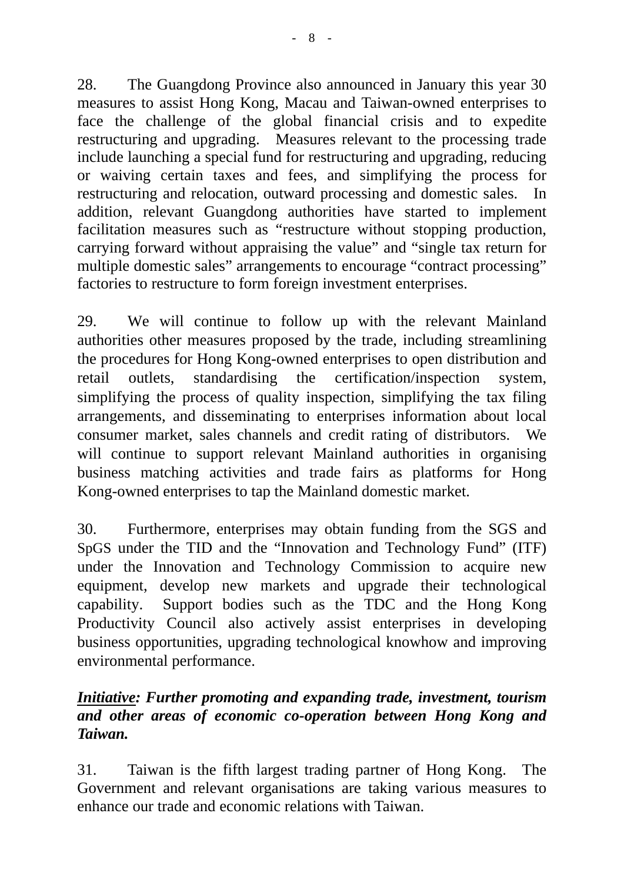28. The Guangdong Province also announced in January this year 30 measures to assist Hong Kong, Macau and Taiwan-owned enterprises to face the challenge of the global financial crisis and to expedite restructuring and upgrading. Measures relevant to the processing trade include launching a special fund for restructuring and upgrading, reducing or waiving certain taxes and fees, and simplifying the process for restructuring and relocation, outward processing and domestic sales. In addition, relevant Guangdong authorities have started to implement facilitation measures such as "restructure without stopping production, carrying forward without appraising the value" and "single tax return for multiple domestic sales" arrangements to encourage "contract processing" factories to restructure to form foreign investment enterprises.

29. We will continue to follow up with the relevant Mainland authorities other measures proposed by the trade, including streamlining the procedures for Hong Kong-owned enterprises to open distribution and retail outlets, standardising the certification/inspection system, simplifying the process of quality inspection, simplifying the tax filing arrangements, and disseminating to enterprises information about local consumer market, sales channels and credit rating of distributors. We will continue to support relevant Mainland authorities in organising business matching activities and trade fairs as platforms for Hong Kong-owned enterprises to tap the Mainland domestic market.

30. Furthermore, enterprises may obtain funding from the SGS and SpGS under the TID and the "Innovation and Technology Fund" (ITF) under the Innovation and Technology Commission to acquire new equipment, develop new markets and upgrade their technological capability. Support bodies such as the TDC and the Hong Kong Productivity Council also actively assist enterprises in developing business opportunities, upgrading technological knowhow and improving environmental performance.

***<u>Initiative</u>: Further promoting and expanding trade, investment, tourism and other areas of economic co-operation between Hong Kong and Taiwan.***

31. Taiwan is the fifth largest trading partner of Hong Kong. The Government and relevant organisations are taking various measures to enhance our trade and economic relations with Taiwan.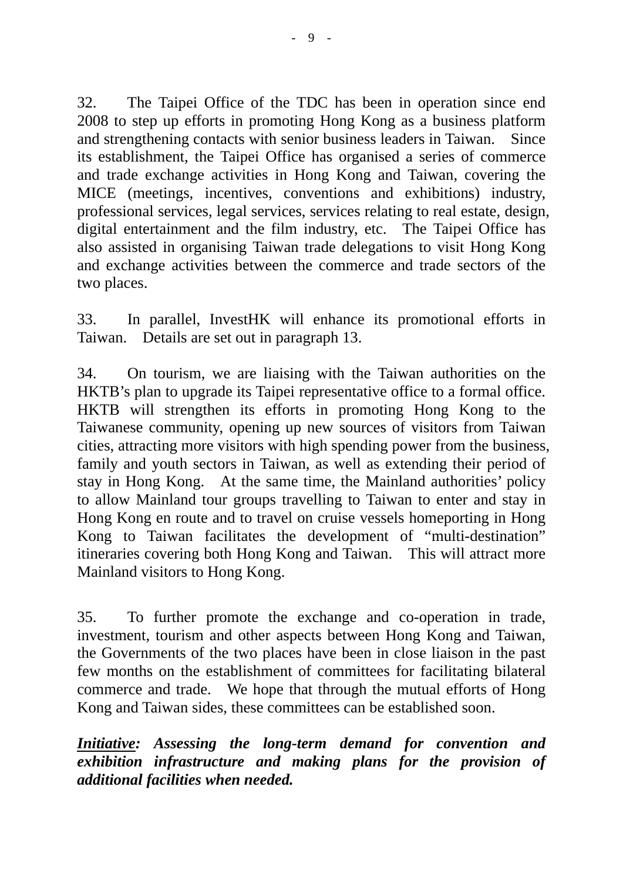32. The Taipei Office of the TDC has been in operation since end 2008 to step up efforts in promoting Hong Kong as a business platform and strengthening contacts with senior business leaders in Taiwan. Since its establishment, the Taipei Office has organised a series of commerce and trade exchange activities in Hong Kong and Taiwan, covering the MICE (meetings, incentives, conventions and exhibitions) industry, professional services, legal services, services relating to real estate, design, digital entertainment and the film industry, etc. The Taipei Office has also assisted in organising Taiwan trade delegations to visit Hong Kong and exchange activities between the commerce and trade sectors of the two places.

33. In parallel, InvestHK will enhance its promotional efforts in Taiwan. Details are set out in paragraph 13.

34. On tourism, we are liaising with the Taiwan authorities on the HKTB's plan to upgrade its Taipei representative office to a formal office. HKTB will strengthen its efforts in promoting Hong Kong to the Taiwanese community, opening up new sources of visitors from Taiwan cities, attracting more visitors with high spending power from the business, family and youth sectors in Taiwan, as well as extending their period of stay in Hong Kong. At the same time, the Mainland authorities' policy to allow Mainland tour groups travelling to Taiwan to enter and stay in Hong Kong en route and to travel on cruise vessels homeporting in Hong Kong to Taiwan facilitates the development of "multi-destination" itineraries covering both Hong Kong and Taiwan. This will attract more Mainland visitors to Hong Kong.

35. To further promote the exchange and co-operation in trade, investment, tourism and other aspects between Hong Kong and Taiwan, the Governments of the two places have been in close liaison in the past few months on the establishment of committees for facilitating bilateral commerce and trade. We hope that through the mutual efforts of Hong Kong and Taiwan sides, these committees can be established soon.

***<u>Initiative</u>: Assessing the long-term demand for convention and exhibition infrastructure and making plans for the provision of additional facilities when needed.***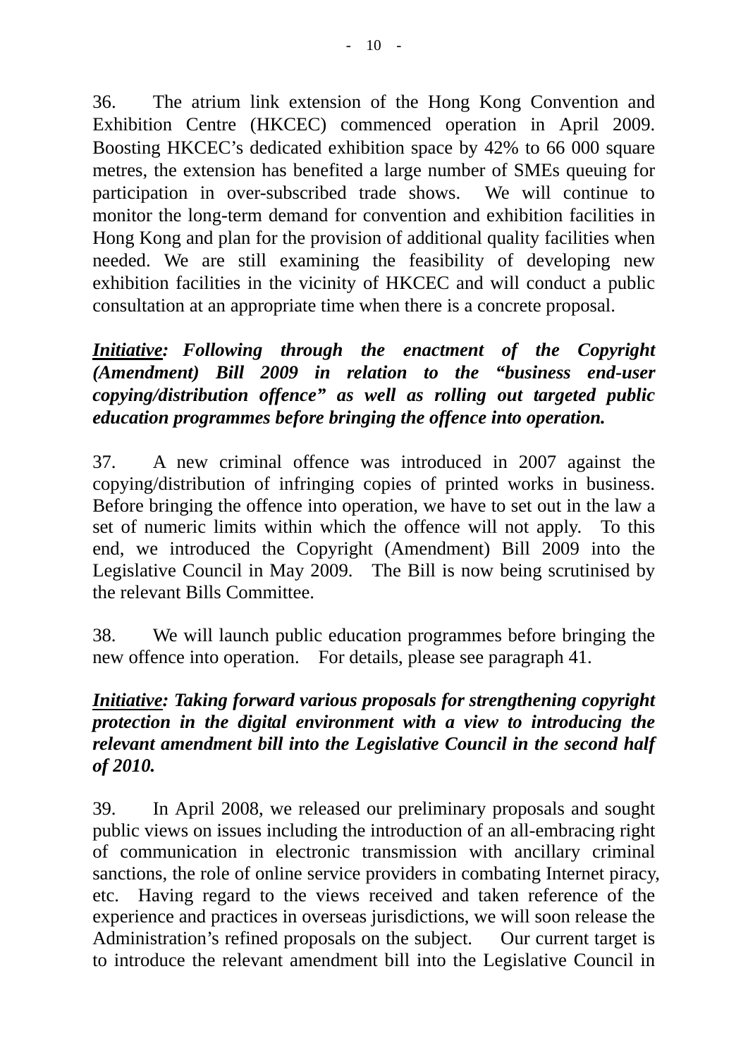36. The atrium link extension of the Hong Kong Convention and Exhibition Centre (HKCEC) commenced operation in April 2009. Boosting HKCEC's dedicated exhibition space by 42% to 66 000 square metres, the extension has benefited a large number of SMEs queuing for participation in over-subscribed trade shows. We will continue to monitor the long-term demand for convention and exhibition facilities in Hong Kong and plan for the provision of additional quality facilities when needed. We are still examining the feasibility of developing new exhibition facilities in the vicinity of HKCEC and will conduct a public consultation at an appropriate time when there is a concrete proposal.

***Initiative*: *Following through the enactment of the Copyright (Amendment) Bill 2009 in relation to the "business end-user copying/distribution offence" as well as rolling out targeted public education programmes before bringing the offence into operation.***

37. A new criminal offence was introduced in 2007 against the copying/distribution of infringing copies of printed works in business. Before bringing the offence into operation, we have to set out in the law a set of numeric limits within which the offence will not apply. To this end, we introduced the Copyright (Amendment) Bill 2009 into the Legislative Council in May 2009. The Bill is now being scrutinised by the relevant Bills Committee.

38. We will launch public education programmes before bringing the new offence into operation. For details, please see paragraph 41.

***Initiative*: *Taking forward various proposals for strengthening copyright protection in the digital environment with a view to introducing the relevant amendment bill into the Legislative Council in the second half of 2010.***

39. In April 2008, we released our preliminary proposals and sought public views on issues including the introduction of an all-embracing right of communication in electronic transmission with ancillary criminal sanctions, the role of online service providers in combating Internet piracy, etc. Having regard to the views received and taken reference of the experience and practices in overseas jurisdictions, we will soon release the Administration's refined proposals on the subject. Our current target is to introduce the relevant amendment bill into the Legislative Council in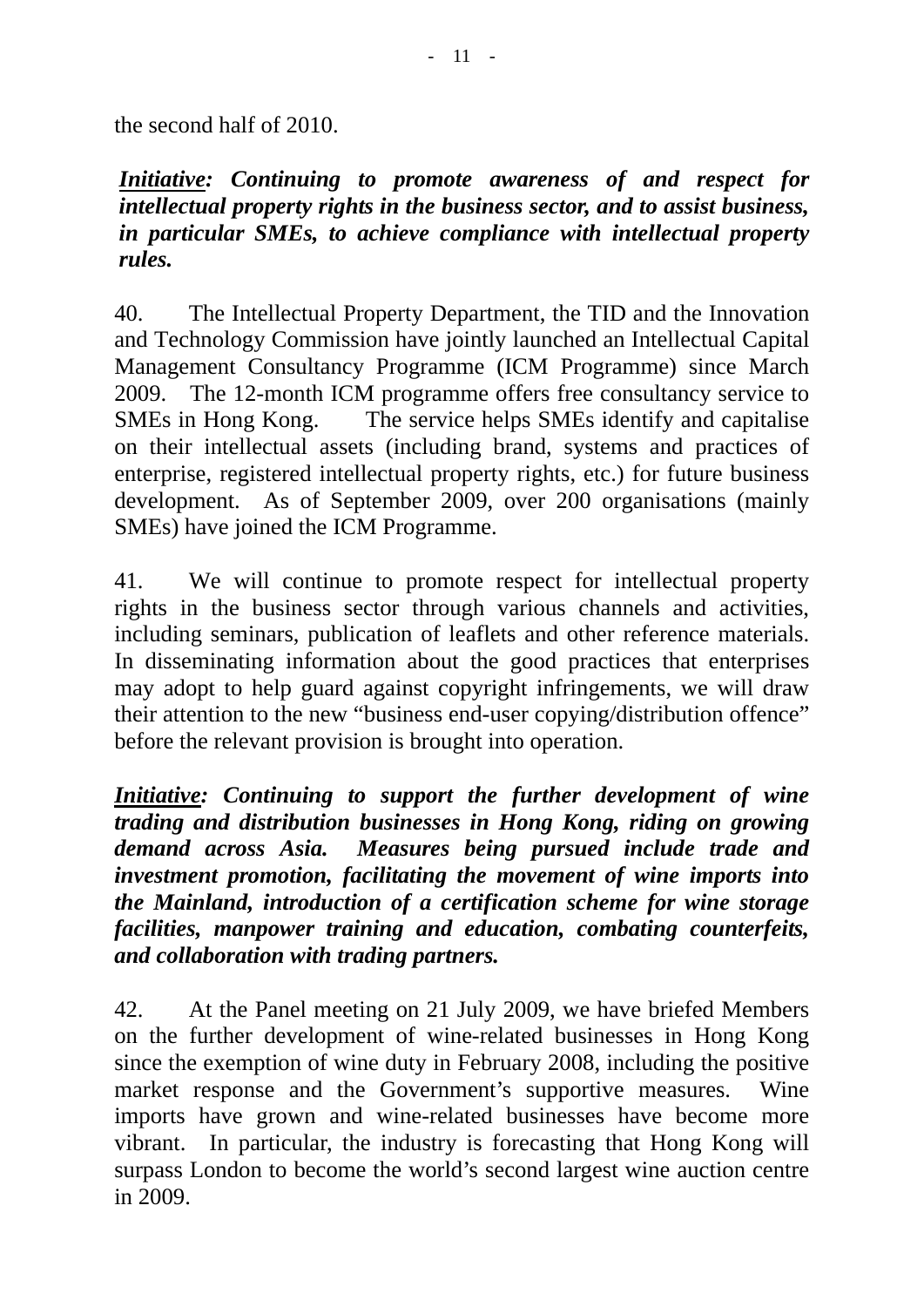the second half of 2010.

***Initiative*: Continuing to promote awareness of and respect for intellectual property rights in the business sector, and to assist business, in particular SMEs, to achieve compliance with intellectual property rules.**

40. The Intellectual Property Department, the TID and the Innovation and Technology Commission have jointly launched an Intellectual Capital Management Consultancy Programme (ICM Programme) since March 2009. The 12-month ICM programme offers free consultancy service to SMEs in Hong Kong. The service helps SMEs identify and capitalise on their intellectual assets (including brand, systems and practices of enterprise, registered intellectual property rights, etc.) for future business development. As of September 2009, over 200 organisations (mainly SMEs) have joined the ICM Programme.

41. We will continue to promote respect for intellectual property rights in the business sector through various channels and activities, including seminars, publication of leaflets and other reference materials. In disseminating information about the good practices that enterprises may adopt to help guard against copyright infringements, we will draw their attention to the new "business end-user copying/distribution offence" before the relevant provision is brought into operation.

***Initiative*: Continuing to support the further development of wine trading and distribution businesses in Hong Kong, riding on growing demand across Asia. Measures being pursued include trade and investment promotion, facilitating the movement of wine imports into the Mainland, introduction of a certification scheme for wine storage facilities, manpower training and education, combating counterfeits, and collaboration with trading partners.**

42. At the Panel meeting on 21 July 2009, we have briefed Members on the further development of wine-related businesses in Hong Kong since the exemption of wine duty in February 2008, including the positive market response and the Government's supportive measures. Wine imports have grown and wine-related businesses have become more vibrant. In particular, the industry is forecasting that Hong Kong will surpass London to become the world's second largest wine auction centre in 2009.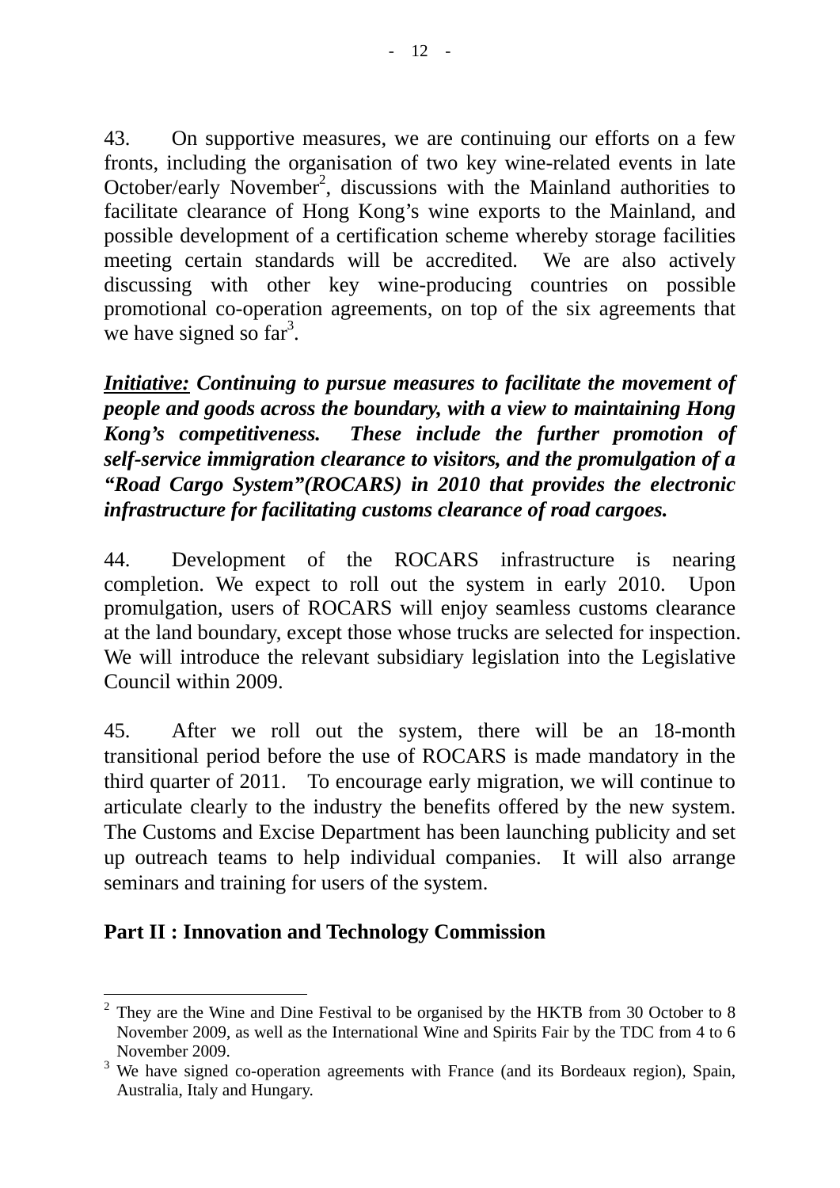43. On supportive measures, we are continuing our efforts on a few fronts, including the organisation of two key wine-related events in late October/early November[2], discussions with the Mainland authorities to facilitate clearance of Hong Kong's wine exports to the Mainland, and possible development of a certification scheme whereby storage facilities meeting certain standards will be accredited. We are also actively discussing with other key wine-producing countries on possible promotional co-operation agreements, on top of the six agreements that we have signed so far[3].

***Initiative:*** ***Continuing to pursue measures to facilitate the movement of people and goods across the boundary, with a view to maintaining Hong Kong's competitiveness. These include the further promotion of self-service immigration clearance to visitors, and the promulgation of a "Road Cargo System"(ROCARS) in 2010 that provides the electronic infrastructure for facilitating customs clearance of road cargoes.***

44. Development of the ROCARS infrastructure is nearing completion. We expect to roll out the system in early 2010. Upon promulgation, users of ROCARS will enjoy seamless customs clearance at the land boundary, except those whose trucks are selected for inspection. We will introduce the relevant subsidiary legislation into the Legislative Council within 2009.

45. After we roll out the system, there will be an 18-month transitional period before the use of ROCARS is made mandatory in the third quarter of 2011. To encourage early migration, we will continue to articulate clearly to the industry the benefits offered by the new system. The Customs and Excise Department has been launching publicity and set up outreach teams to help individual companies. It will also arrange seminars and training for users of the system.

## Part II : Innovation and Technology Commission

---

[2] They are the Wine and Dine Festival to be organised by the HKTB from 30 October to 8 November 2009, as well as the International Wine and Spirits Fair by the TDC from 4 to 6 November 2009.

[3] We have signed co-operation agreements with France (and its Bordeaux region), Spain, Australia, Italy and Hungary.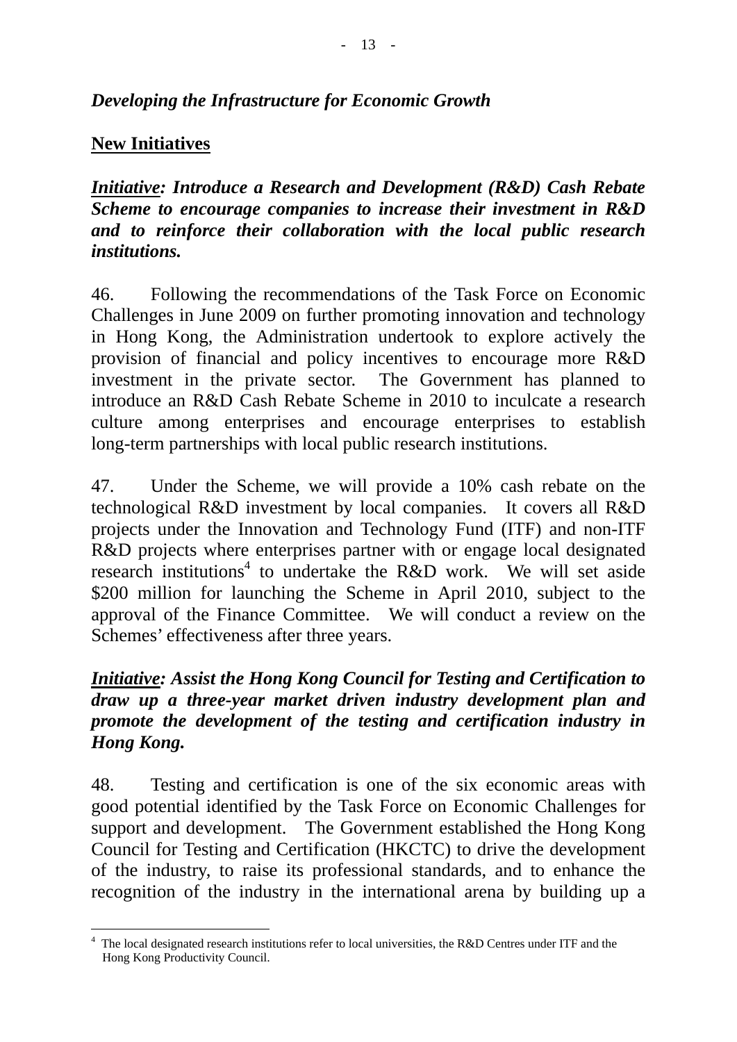*Developing the Infrastructure for Economic Growth*

**New Initiatives**

***Initiative: Introduce a Research and Development (R&D) Cash Rebate Scheme to encourage companies to increase their investment in R&D and to reinforce their collaboration with the local public research institutions.***

46. Following the recommendations of the Task Force on Economic Challenges in June 2009 on further promoting innovation and technology in Hong Kong, the Administration undertook to explore actively the provision of financial and policy incentives to encourage more R&D investment in the private sector. The Government has planned to introduce an R&D Cash Rebate Scheme in 2010 to inculcate a research culture among enterprises and encourage enterprises to establish long-term partnerships with local public research institutions.

47. Under the Scheme, we will provide a 10% cash rebate on the technological R&D investment by local companies. It covers all R&D projects under the Innovation and Technology Fund (ITF) and non-ITF R&D projects where enterprises partner with or engage local designated research institutions[4] to undertake the R&D work. We will set aside $200 million for launching the Scheme in April 2010, subject to the approval of the Finance Committee. We will conduct a review on the Schemes' effectiveness after three years.

***Initiative: Assist the Hong Kong Council for Testing and Certification to draw up a three-year market driven industry development plan and promote the development of the testing and certification industry in Hong Kong.***

48. Testing and certification is one of the six economic areas with good potential identified by the Task Force on Economic Challenges for support and development. The Government established the Hong Kong Council for Testing and Certification (HKCTC) to drive the development of the industry, to raise its professional standards, and to enhance the recognition of the industry in the international arena by building up a

[4] The local designated research institutions refer to local universities, the R&D Centres under ITF and the Hong Kong Productivity Council.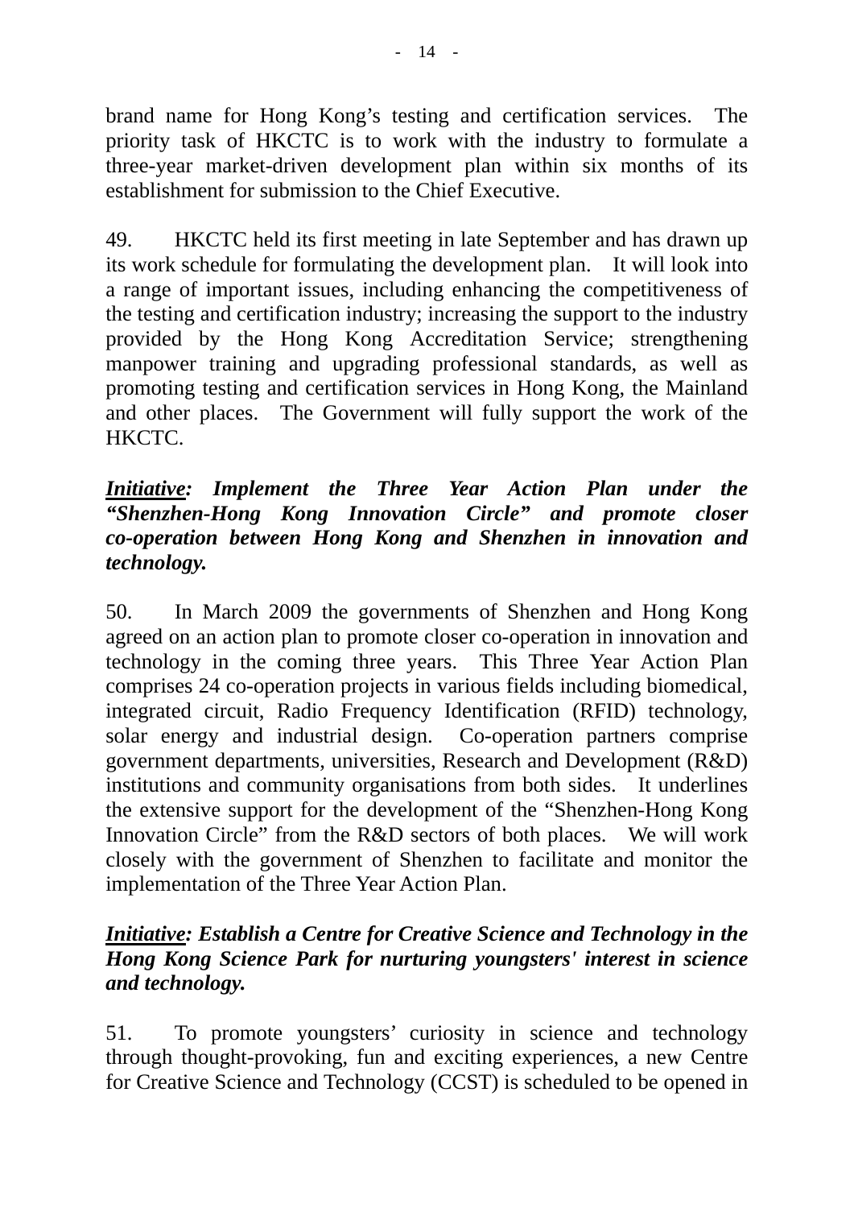brand name for Hong Kong's testing and certification services. The priority task of HKCTC is to work with the industry to formulate a three-year market-driven development plan within six months of its establishment for submission to the Chief Executive.

49. HKCTC held its first meeting in late September and has drawn up its work schedule for formulating the development plan. It will look into a range of important issues, including enhancing the competitiveness of the testing and certification industry; increasing the support to the industry provided by the Hong Kong Accreditation Service; strengthening manpower training and upgrading professional standards, as well as promoting testing and certification services in Hong Kong, the Mainland and other places. The Government will fully support the work of the HKCTC.

***<u>Initiative</u>: Implement the Three Year Action Plan under the "Shenzhen-Hong Kong Innovation Circle" and promote closer co-operation between Hong Kong and Shenzhen in innovation and technology.***

50. In March 2009 the governments of Shenzhen and Hong Kong agreed on an action plan to promote closer co-operation in innovation and technology in the coming three years. This Three Year Action Plan comprises 24 co-operation projects in various fields including biomedical, integrated circuit, Radio Frequency Identification (RFID) technology, solar energy and industrial design. Co-operation partners comprise government departments, universities, Research and Development (R&D) institutions and community organisations from both sides. It underlines the extensive support for the development of the "Shenzhen-Hong Kong Innovation Circle" from the R&D sectors of both places. We will work closely with the government of Shenzhen to facilitate and monitor the implementation of the Three Year Action Plan.

***<u>Initiative</u>: Establish a Centre for Creative Science and Technology in the Hong Kong Science Park for nurturing youngsters' interest in science and technology.***

51. To promote youngsters' curiosity in science and technology through thought-provoking, fun and exciting experiences, a new Centre for Creative Science and Technology (CCST) is scheduled to be opened in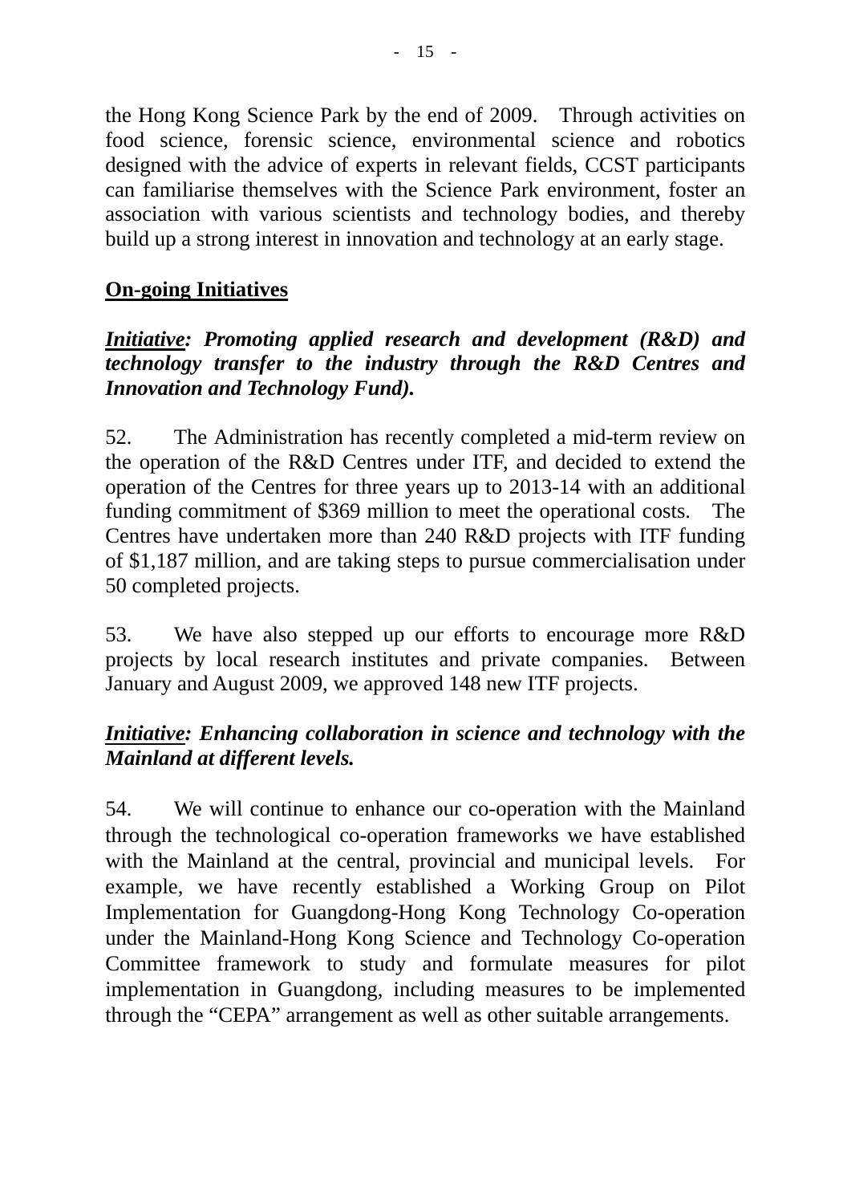the Hong Kong Science Park by the end of 2009. Through activities on food science, forensic science, environmental science and robotics designed with the advice of experts in relevant fields, CCST participants can familiarise themselves with the Science Park environment, foster an association with various scientists and technology bodies, and thereby build up a strong interest in innovation and technology at an early stage.

**<u>On-going Initiatives</u>**

***<u>Initiative</u>: Promoting applied research and development (R&D) and technology transfer to the industry through the R&D Centres and Innovation and Technology Fund).***

52. The Administration has recently completed a mid-term review on the operation of the R&D Centres under ITF, and decided to extend the operation of the Centres for three years up to 2013-14 with an additional funding commitment of $369 million to meet the operational costs. The Centres have undertaken more than 240 R&D projects with ITF funding of $1,187 million, and are taking steps to pursue commercialisation under 50 completed projects.

53. We have also stepped up our efforts to encourage more R&D projects by local research institutes and private companies. Between January and August 2009, we approved 148 new ITF projects.

***<u>Initiative</u>: Enhancing collaboration in science and technology with the Mainland at different levels.***

54. We will continue to enhance our co-operation with the Mainland through the technological co-operation frameworks we have established with the Mainland at the central, provincial and municipal levels. For example, we have recently established a Working Group on Pilot Implementation for Guangdong-Hong Kong Technology Co-operation under the Mainland-Hong Kong Science and Technology Co-operation Committee framework to study and formulate measures for pilot implementation in Guangdong, including measures to be implemented through the "CEPA" arrangement as well as other suitable arrangements.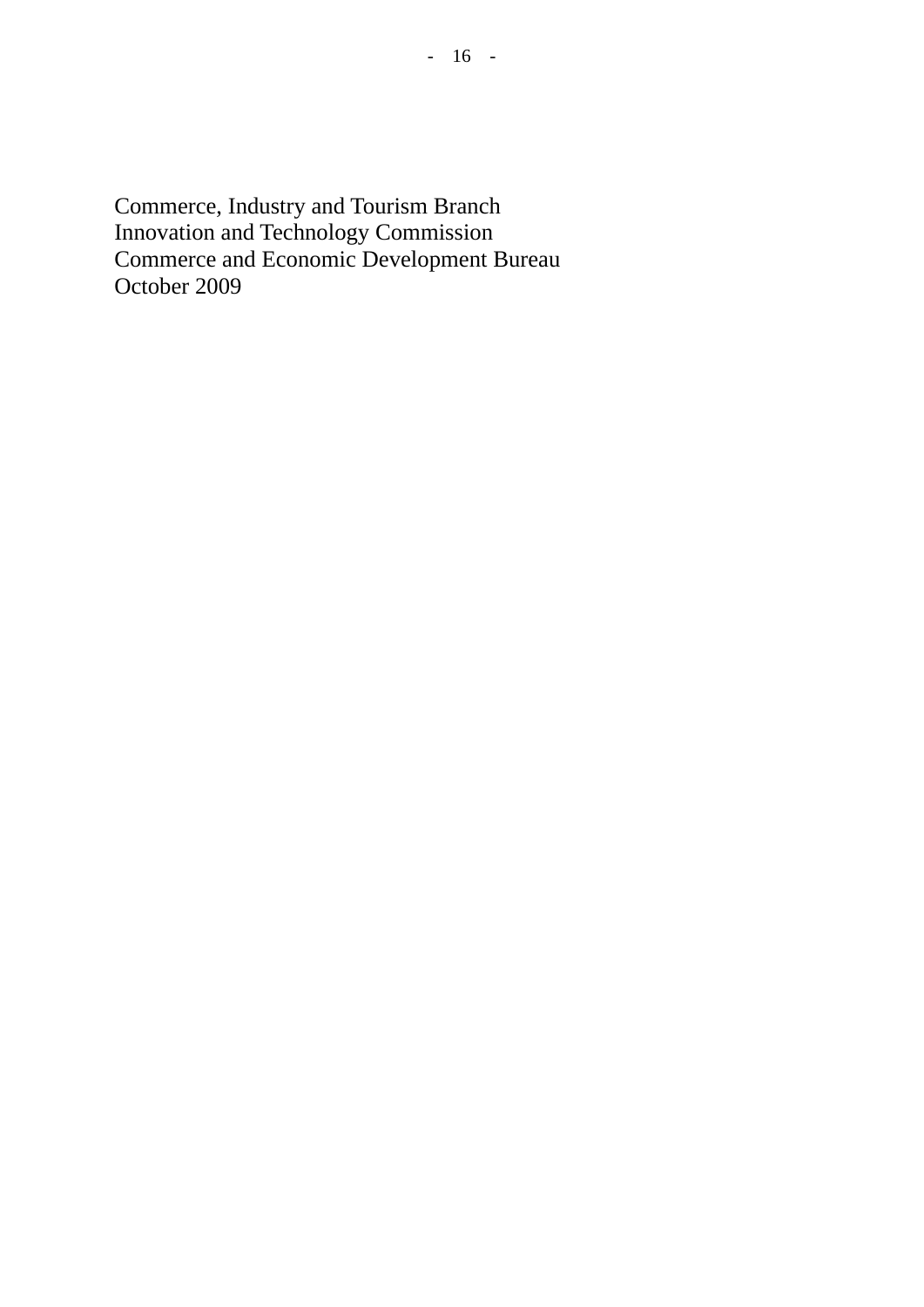Commerce, Industry and Tourism Branch
Innovation and Technology Commission
Commerce and Economic Development Bureau
October 2009